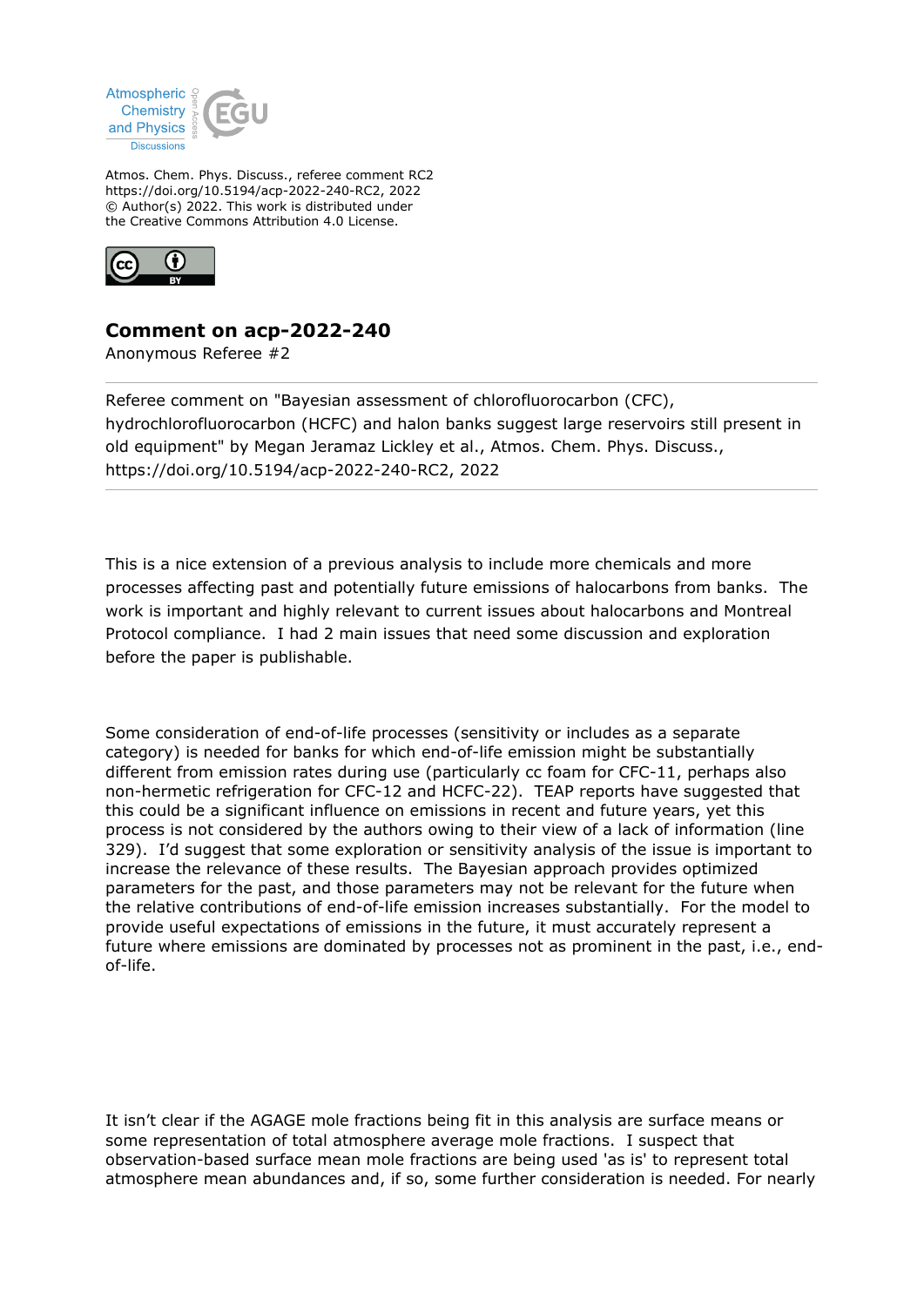Atmos. Chem. Phys. Discuss., referee comment RC2
https://doi.org/10.5194/acp-2022-240-RC2, 2022
© Author(s) 2022. This work is distributed under
the Creative Commons Attribution 4.0 License.

# Comment on acp-2022-240

Anonymous Referee #2

---

Referee comment on "Bayesian assessment of chlorofluorocarbon (CFC), hydrochlorofluorocarbon (HCFC) and halon banks suggest large reservoirs still present in old equipment" by Megan Jeramaz Lickley et al., Atmos. Chem. Phys. Discuss., https://doi.org/10.5194/acp-2022-240-RC2, 2022

---

This is a nice extension of a previous analysis to include more chemicals and more processes affecting past and potentially future emissions of halocarbons from banks. The work is important and highly relevant to current issues about halocarbons and Montreal Protocol compliance. I had 2 main issues that need some discussion and exploration before the paper is publishable.

Some consideration of end-of-life processes (sensitivity or includes as a separate category) is needed for banks for which end-of-life emission might be substantially different from emission rates during use (particularly cc foam for CFC-11, perhaps also non-hermetic refrigeration for CFC-12 and HCFC-22). TEAP reports have suggested that this could be a significant influence on emissions in recent and future years, yet this process is not considered by the authors owing to their view of a lack of information (line 329). I'd suggest that some exploration or sensitivity analysis of the issue is important to increase the relevance of these results. The Bayesian approach provides optimized parameters for the past, and those parameters may not be relevant for the future when the relative contributions of end-of-life emission increases substantially. For the model to provide useful expectations of emissions in the future, it must accurately represent a future where emissions are dominated by processes not as prominent in the past, i.e., end-of-life.

It isn't clear if the AGAGE mole fractions being fit in this analysis are surface means or some representation of total atmosphere average mole fractions. I suspect that observation-based surface mean mole fractions are being used 'as is' to represent total atmosphere mean abundances and, if so, some further consideration is needed. For nearly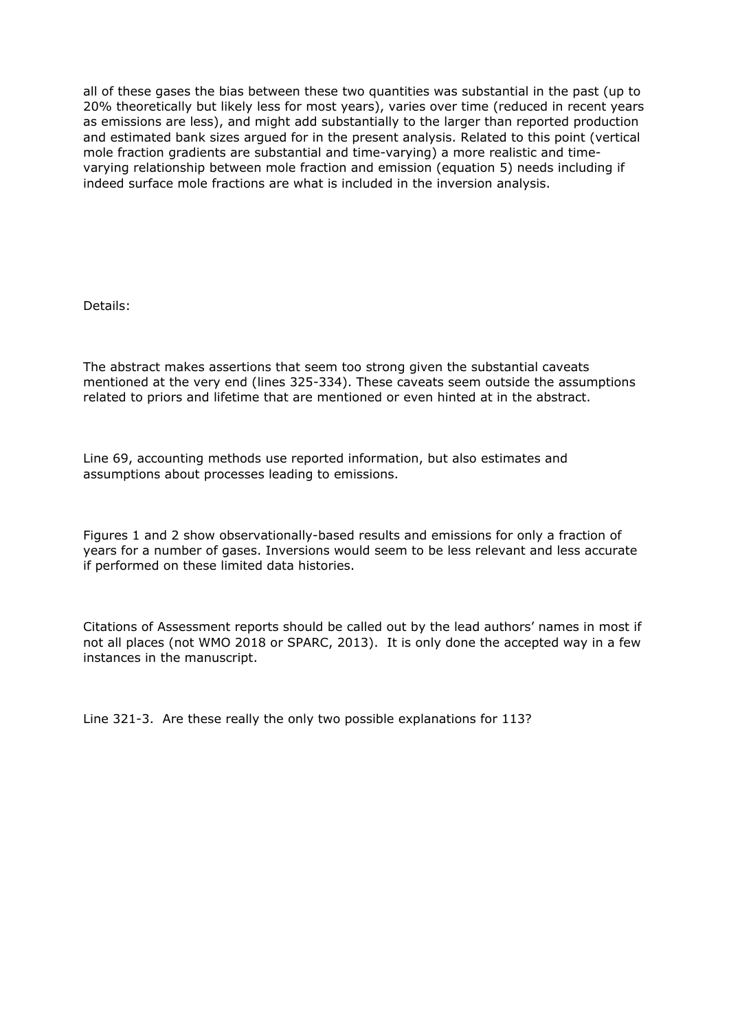all of these gases the bias between these two quantities was substantial in the past (up to 20% theoretically but likely less for most years), varies over time (reduced in recent years as emissions are less), and might add substantially to the larger than reported production and estimated bank sizes argued for in the present analysis. Related to this point (vertical mole fraction gradients are substantial and time-varying) a more realistic and time-varying relationship between mole fraction and emission (equation 5) needs including if indeed surface mole fractions are what is included in the inversion analysis.

Details:

The abstract makes assertions that seem too strong given the substantial caveats mentioned at the very end (lines 325-334). These caveats seem outside the assumptions related to priors and lifetime that are mentioned or even hinted at in the abstract.

Line 69, accounting methods use reported information, but also estimates and assumptions about processes leading to emissions.

Figures 1 and 2 show observationally-based results and emissions for only a fraction of years for a number of gases. Inversions would seem to be less relevant and less accurate if performed on these limited data histories.

Citations of Assessment reports should be called out by the lead authors' names in most if not all places (not WMO 2018 or SPARC, 2013). It is only done the accepted way in a few instances in the manuscript.

Line 321-3. Are these really the only two possible explanations for 113?